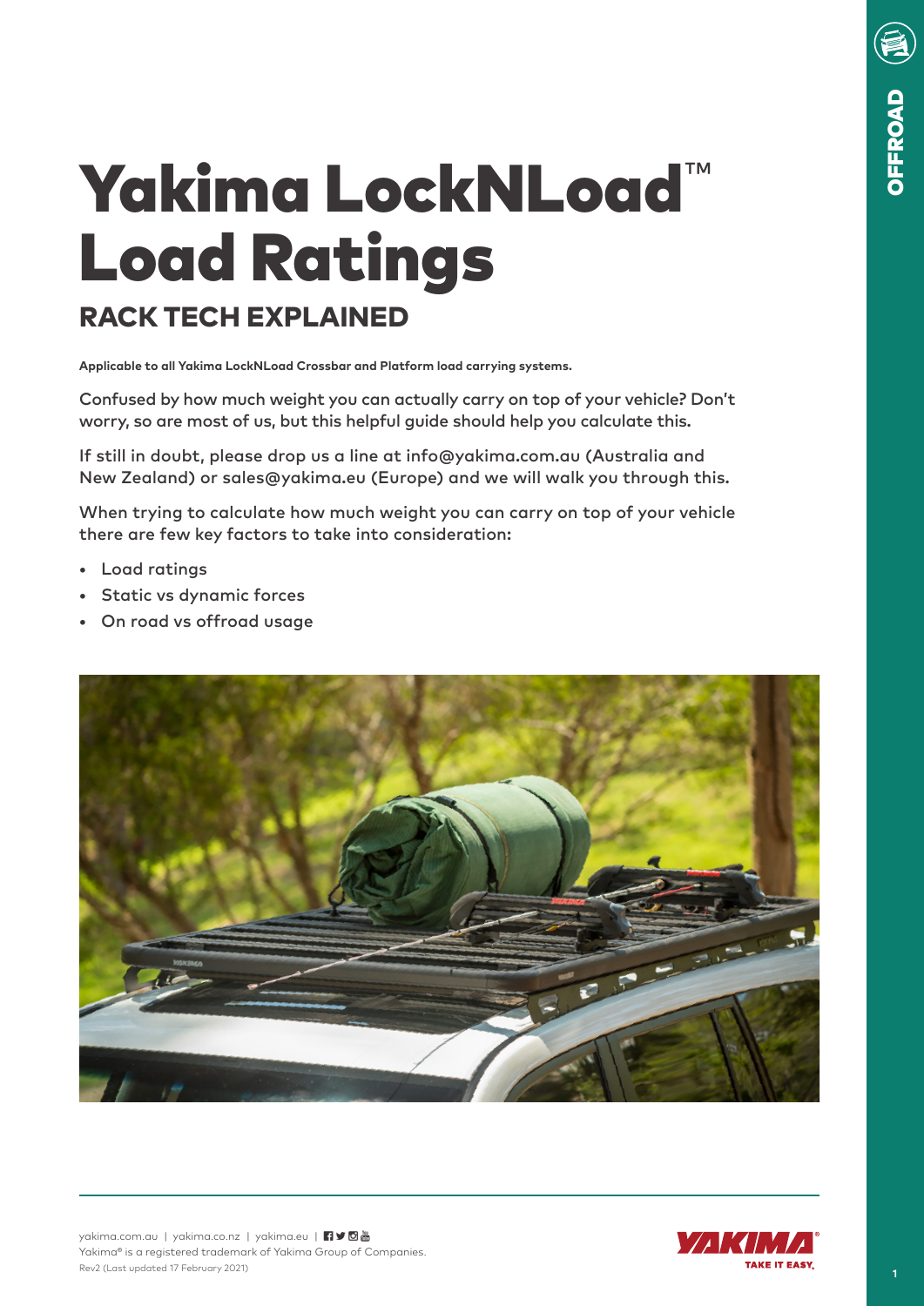# Yakima LockNLoad™ Load Ratings

## RACK TECH EXPLAINED

**Applicable to all Yakima LockNLoad Crossbar and Platform load carrying systems.**

Confused by how much weight you can actually carry on top of your vehicle? Don't worry, so are most of us, but this helpful guide should help you calculate this.

If still in doubt, please drop us a line at info@yakima.com.au (Australia and New Zealand) or sales@yakima.eu (Europe) and we will walk you through this.

When trying to calculate how much weight you can carry on top of your vehicle there are few key factors to take into consideration:

- Load ratings
- Static vs dynamic forces
- On road vs offroad usage

yakima.com.au | yakima.co.nz | yakima.eu

Yakima® is a registered trademark of Yakima Group of Companies.

Rev2 (Last updated 17 February 2021)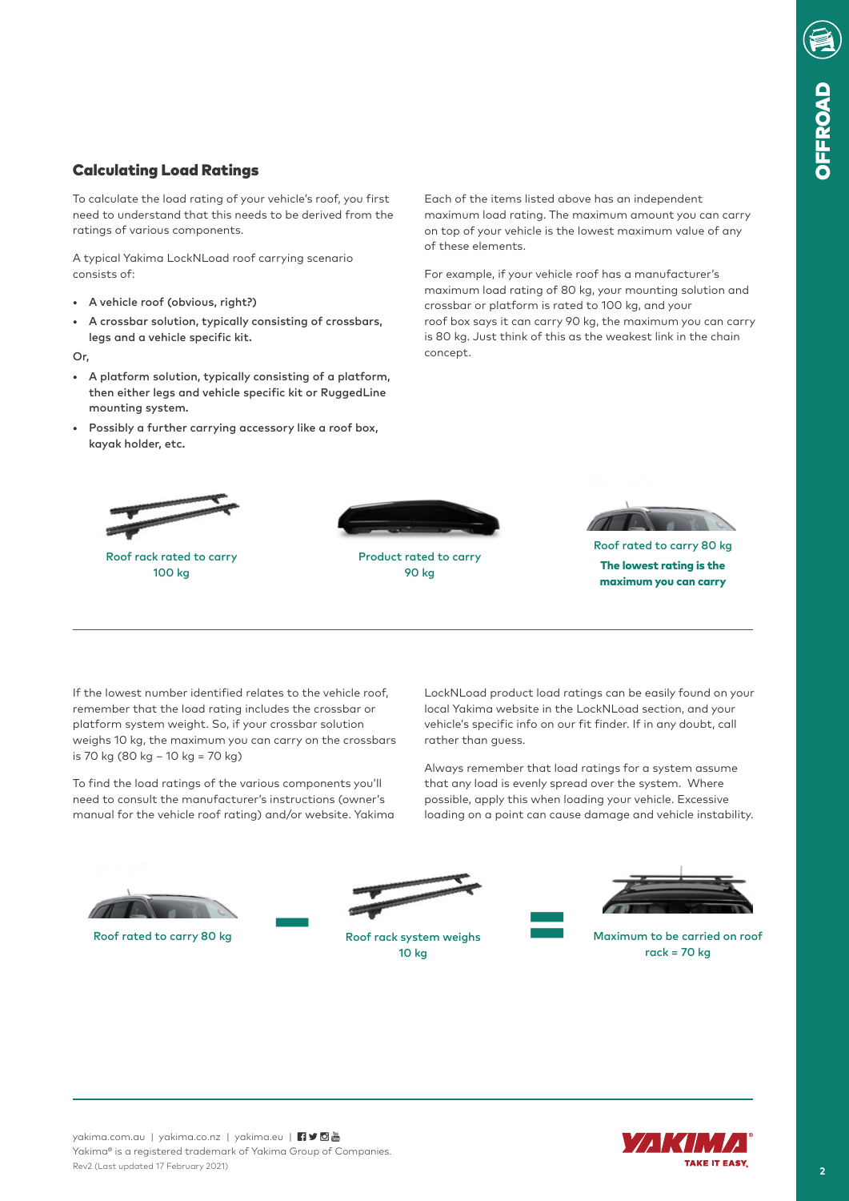## Calculating Load Ratings

To calculate the load rating of your vehicle's roof, you first need to understand that this needs to be derived from the ratings of various components.

A typical Yakima LockNLoad roof carrying scenario consists of:

- **A vehicle roof (obvious, right?)**
- **A crossbar solution, typically consisting of crossbars, legs and a vehicle specific kit.**

Or,

- **A platform solution, typically consisting of a platform, then either legs and vehicle specific kit or RuggedLine mounting system.**
- **Possibly a further carrying accessory like a roof box, kayak holder, etc.**

Each of the items listed above has an independent maximum load rating. The maximum amount you can carry on top of your vehicle is the lowest maximum value of any of these elements.

For example, if your vehicle roof has a manufacturer's maximum load rating of 80 kg, your mounting solution and crossbar or platform is rated to 100 kg, and your roof box says it can carry 90 kg, the maximum you can carry is 80 kg. Just think of this as the weakest link in the chain concept.

Roof rack rated to carry 100 kg

Product rated to carry 90 kg

Roof rated to carry 80 kg
**The lowest rating is the maximum you can carry**

---

If the lowest number identified relates to the vehicle roof, remember that the load rating includes the crossbar or platform system weight. So, if your crossbar solution weighs 10 kg, the maximum you can carry on the crossbars is 70 kg (80 kg – 10 kg = 70 kg)

To find the load ratings of the various components you'll need to consult the manufacturer's instructions (owner's manual for the vehicle roof rating) and/or website. Yakima LockNLoad product load ratings can be easily found on your local Yakima website in the LockNLoad section, and your vehicle's specific info on our fit finder. If in any doubt, call rather than guess.

Always remember that load ratings for a system assume that any load is evenly spread over the system. Where possible, apply this when loading your vehicle. Excessive loading on a point can cause damage and vehicle instability.

Roof rated to carry 80 kg – Roof rack system weighs 10 kg = Maximum to be carried on roof rack = 70 kg

yakima.com.au | yakima.co.nz | yakima.eu
Yakima® is a registered trademark of Yakima Group of Companies.
Rev2 (Last updated 17 February 2021)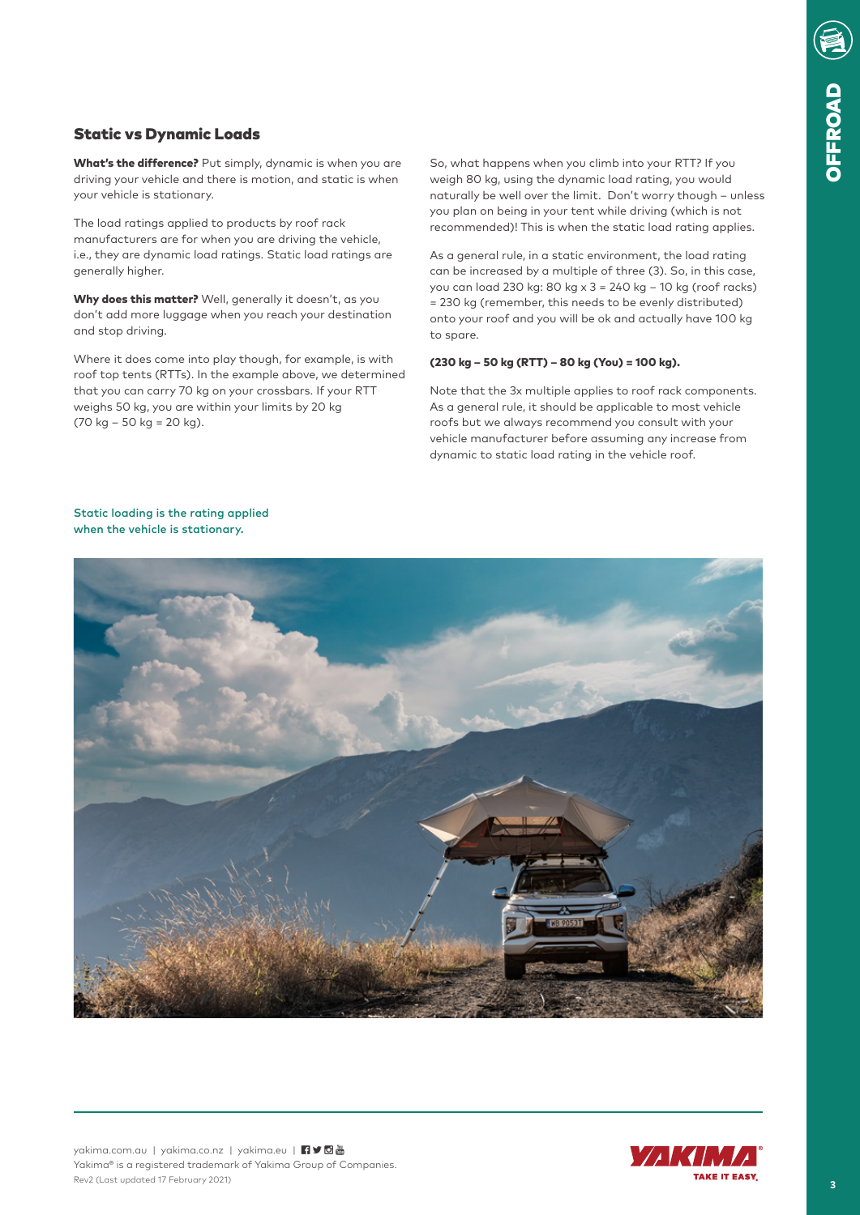## Static vs Dynamic Loads

**What's the difference?** Put simply, dynamic is when you are driving your vehicle and there is motion, and static is when your vehicle is stationary.

The load ratings applied to products by roof rack manufacturers are for when you are driving the vehicle, i.e., they are dynamic load ratings. Static load ratings are generally higher.

**Why does this matter?** Well, generally it doesn't, as you don't add more luggage when you reach your destination and stop driving.

Where it does come into play though, for example, is with roof top tents (RTTs). In the example above, we determined that you can carry 70 kg on your crossbars. If your RTT weighs 50 kg, you are within your limits by 20 kg (70 kg – 50 kg = 20 kg).

So, what happens when you climb into your RTT? If you weigh 80 kg, using the dynamic load rating, you would naturally be well over the limit. Don't worry though – unless you plan on being in your tent while driving (which is not recommended)! This is when the static load rating applies.

As a general rule, in a static environment, the load rating can be increased by a multiple of three (3). So, in this case, you can load 230 kg: 80 kg x 3 = 240 kg – 10 kg (roof racks) = 230 kg (remember, this needs to be evenly distributed) onto your roof and you will be ok and actually have 100 kg to spare.

**(230 kg – 50 kg (RTT) – 80 kg (You) = 100 kg).**

Note that the 3x multiple applies to roof rack components. As a general rule, it should be applicable to most vehicle roofs but we always recommend you consult with your vehicle manufacturer before assuming any increase from dynamic to static load rating in the vehicle roof.

Static loading is the rating applied when the vehicle is stationary.

yakima.com.au | yakima.co.nz | yakima.eu

Yakima® is a registered trademark of Yakima Group of Companies.
Rev2 (Last updated 17 February 2021)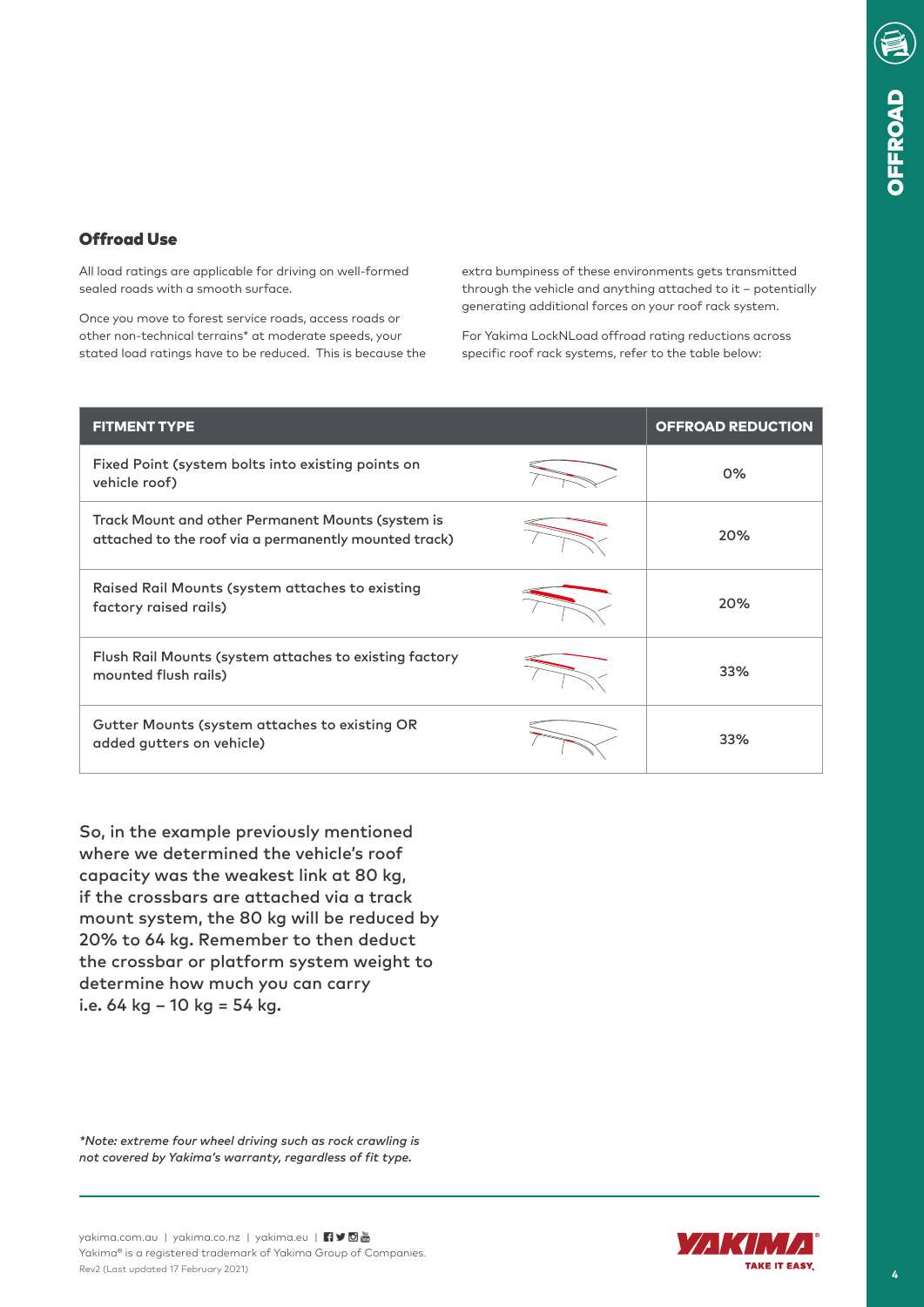## Offroad Use

All load ratings are applicable for driving on well-formed sealed roads with a smooth surface.

Once you move to forest service roads, access roads or other non-technical terrains* at moderate speeds, your stated load ratings have to be reduced. This is because the extra bumpiness of these environments gets transmitted through the vehicle and anything attached to it – potentially generating additional forces on your roof rack system.

For Yakima LockNLoad offroad rating reductions across specific roof rack systems, refer to the table below:

| FITMENT TYPE | OFFROAD REDUCTION |
| --- | --- |
| Fixed Point (system bolts into existing points on vehicle roof) | 0% |
| Track Mount and other Permanent Mounts (system is attached to the roof via a permanently mounted track) | 20% |
| Raised Rail Mounts (system attaches to existing factory raised rails) | 20% |
| Flush Rail Mounts (system attaches to existing factory mounted flush rails) | 33% |
| Gutter Mounts (system attaches to existing OR added gutters on vehicle) | 33% |

So, in the example previously mentioned where we determined the vehicle's roof capacity was the weakest link at 80 kg, if the crossbars are attached via a track mount system, the 80 kg will be reduced by 20% to 64 kg. Remember to then deduct the crossbar or platform system weight to determine how much you can carry i.e. 64 kg – 10 kg = 54 kg.

*\*Note: extreme four wheel driving such as rock crawling is not covered by Yakima's warranty, regardless of fit type.*

yakima.com.au | yakima.co.nz | yakima.eu

Yakima® is a registered trademark of Yakima Group of Companies.

Rev2 (Last updated 17 February 2021)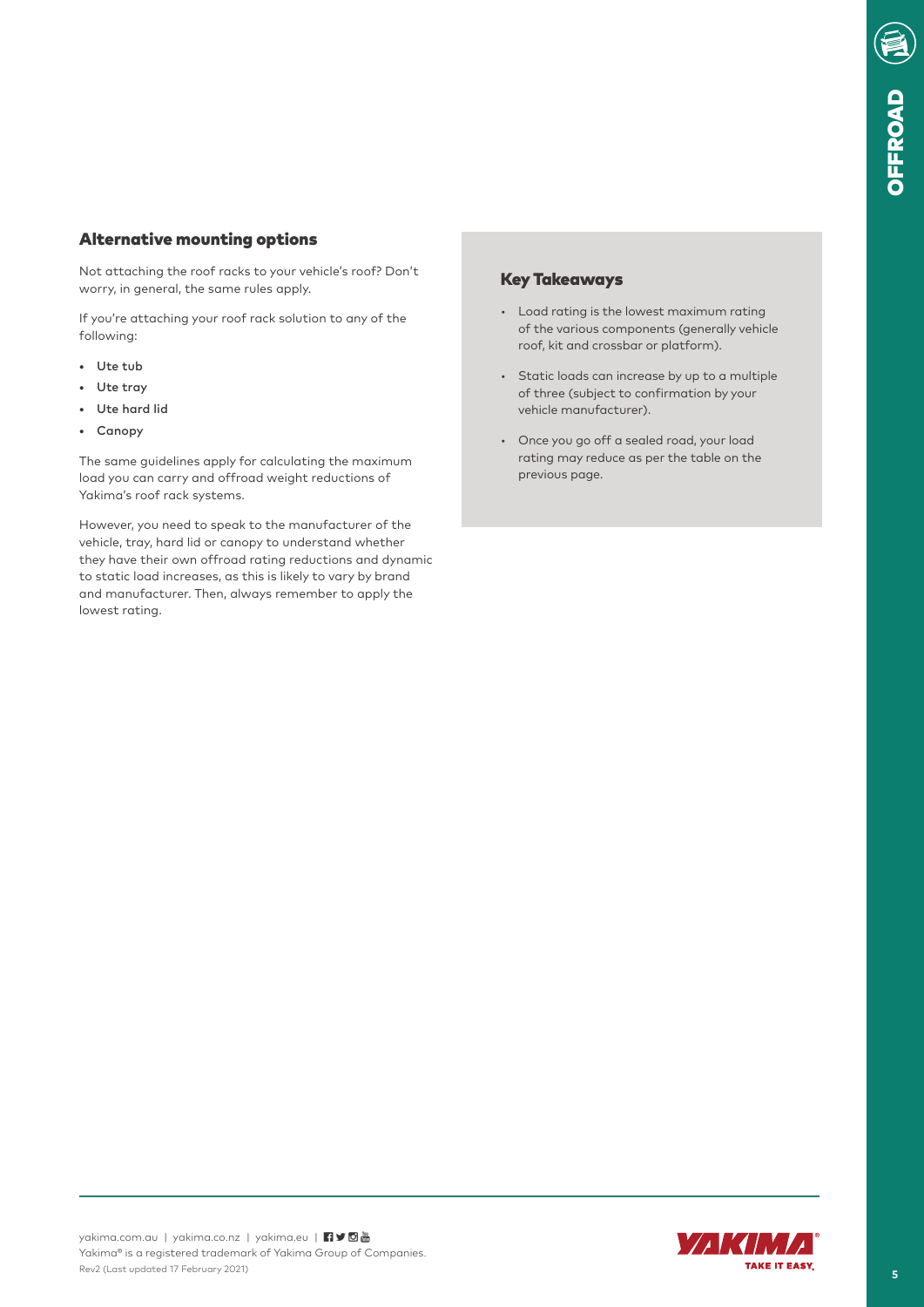## Alternative mounting options

Not attaching the roof racks to your vehicle's roof? Don't worry, in general, the same rules apply.

If you're attaching your roof rack solution to any of the following:

- Ute tub
- Ute tray
- Ute hard lid
- Canopy

The same guidelines apply for calculating the maximum load you can carry and offroad weight reductions of Yakima's roof rack systems.

However, you need to speak to the manufacturer of the vehicle, tray, hard lid or canopy to understand whether they have their own offroad rating reductions and dynamic to static load increases, as this is likely to vary by brand and manufacturer. Then, always remember to apply the lowest rating.

## Key Takeaways

- Load rating is the lowest maximum rating of the various components (generally vehicle roof, kit and crossbar or platform).
- Static loads can increase by up to a multiple of three (subject to confirmation by your vehicle manufacturer).
- Once you go off a sealed road, your load rating may reduce as per the table on the previous page.

yakima.com.au | yakima.co.nz | yakima.eu
Yakima® is a registered trademark of Yakima Group of Companies.
Rev2 (Last updated 17 February 2021)